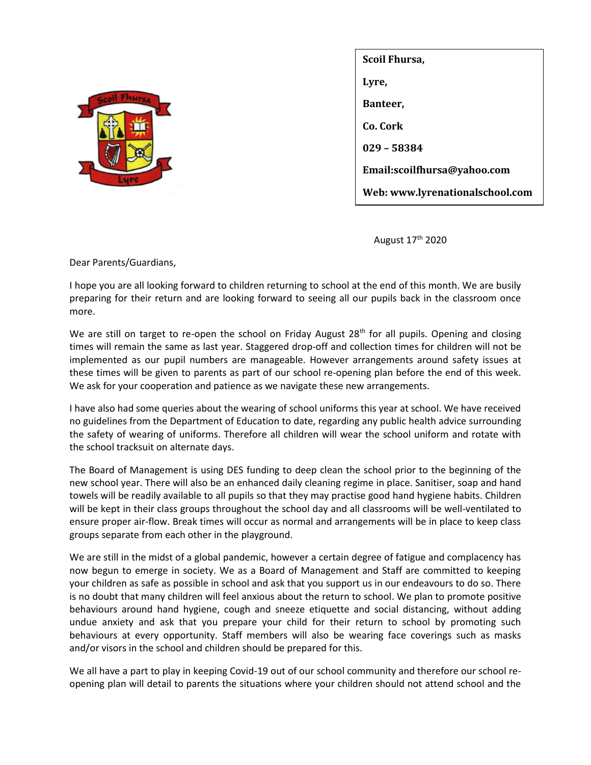**Scoil Fhursa,**

**Lyre,**

**Banteer,**

**Co. Cork**

**029 – 58384**

**Email:scoilfhursa@yahoo.com**

**Web: www.lyrenationalschool.com**

August 17th 2020

Dear Parents/Guardians,

I hope you are all looking forward to children returning to school at the end of this month. We are busily preparing for their return and are looking forward to seeing all our pupils back in the classroom once more.

We are still on target to re-open the school on Friday August 28th for all pupils. Opening and closing times will remain the same as last year. Staggered drop-off and collection times for children will not be implemented as our pupil numbers are manageable. However arrangements around safety issues at these times will be given to parents as part of our school re-opening plan before the end of this week. We ask for your cooperation and patience as we navigate these new arrangements.

I have also had some queries about the wearing of school uniforms this year at school. We have received no guidelines from the Department of Education to date, regarding any public health advice surrounding the safety of wearing of uniforms. Therefore all children will wear the school uniform and rotate with the school tracksuit on alternate days.

The Board of Management is using DES funding to deep clean the school prior to the beginning of the new school year. There will also be an enhanced daily cleaning regime in place. Sanitiser, soap and hand towels will be readily available to all pupils so that they may practise good hand hygiene habits. Children will be kept in their class groups throughout the school day and all classrooms will be well-ventilated to ensure proper air-flow. Break times will occur as normal and arrangements will be in place to keep class groups separate from each other in the playground.

We are still in the midst of a global pandemic, however a certain degree of fatigue and complacency has now begun to emerge in society. We as a Board of Management and Staff are committed to keeping your children as safe as possible in school and ask that you support us in our endeavours to do so. There is no doubt that many children will feel anxious about the return to school. We plan to promote positive behaviours around hand hygiene, cough and sneeze etiquette and social distancing, without adding undue anxiety and ask that you prepare your child for their return to school by promoting such behaviours at every opportunity. Staff members will also be wearing face coverings such as masks and/or visors in the school and children should be prepared for this.

We all have a part to play in keeping Covid-19 out of our school community and therefore our school re-opening plan will detail to parents the situations where your children should not attend school and the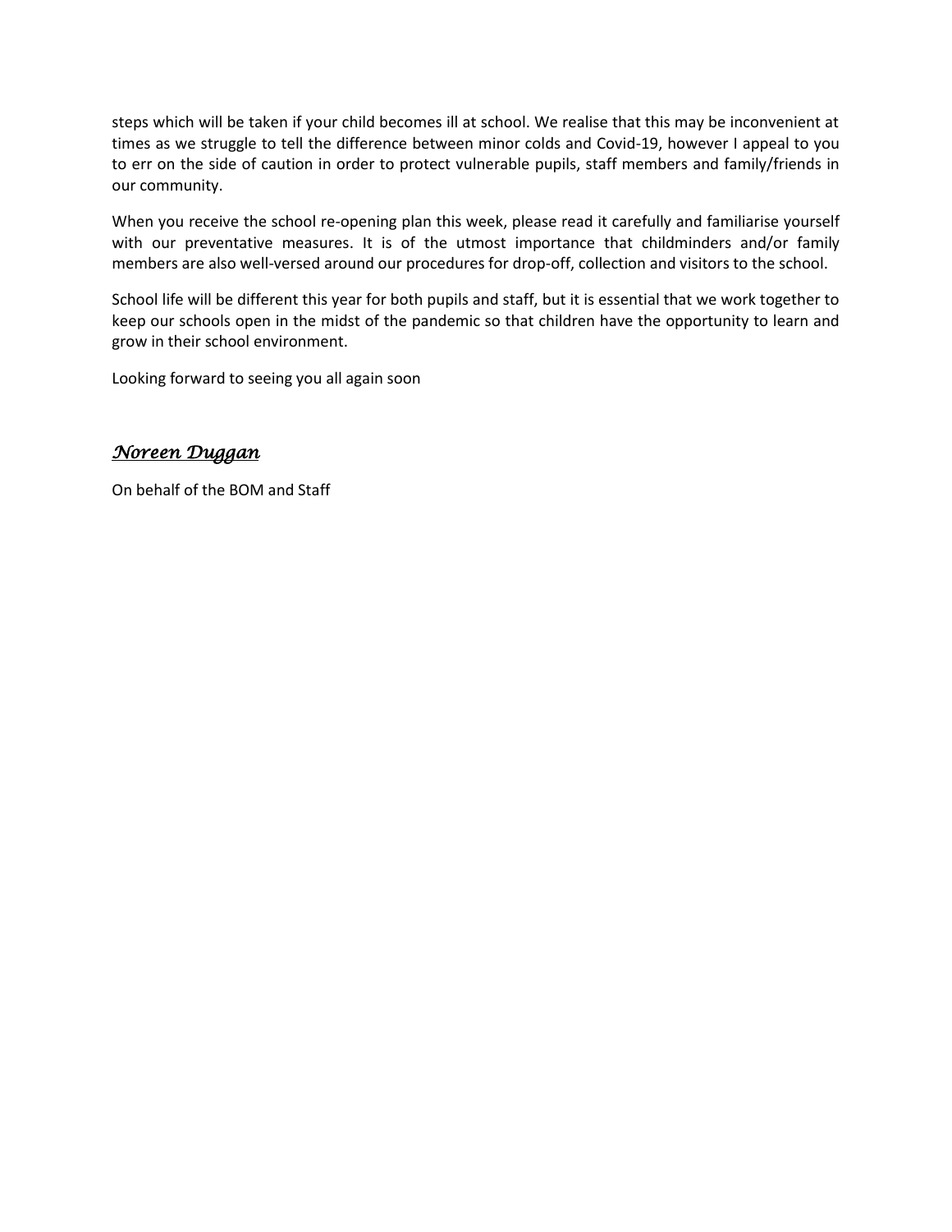steps which will be taken if your child becomes ill at school. We realise that this may be inconvenient at times as we struggle to tell the difference between minor colds and Covid-19, however I appeal to you to err on the side of caution in order to protect vulnerable pupils, staff members and family/friends in our community.

When you receive the school re-opening plan this week, please read it carefully and familiarise yourself with our preventative measures. It is of the utmost importance that childminders and/or family members are also well-versed around our procedures for drop-off, collection and visitors to the school.

School life will be different this year for both pupils and staff, but it is essential that we work together to keep our schools open in the midst of the pandemic so that children have the opportunity to learn and grow in their school environment.

Looking forward to seeing you all again soon

*Noreen Duggan*

On behalf of the BOM and Staff